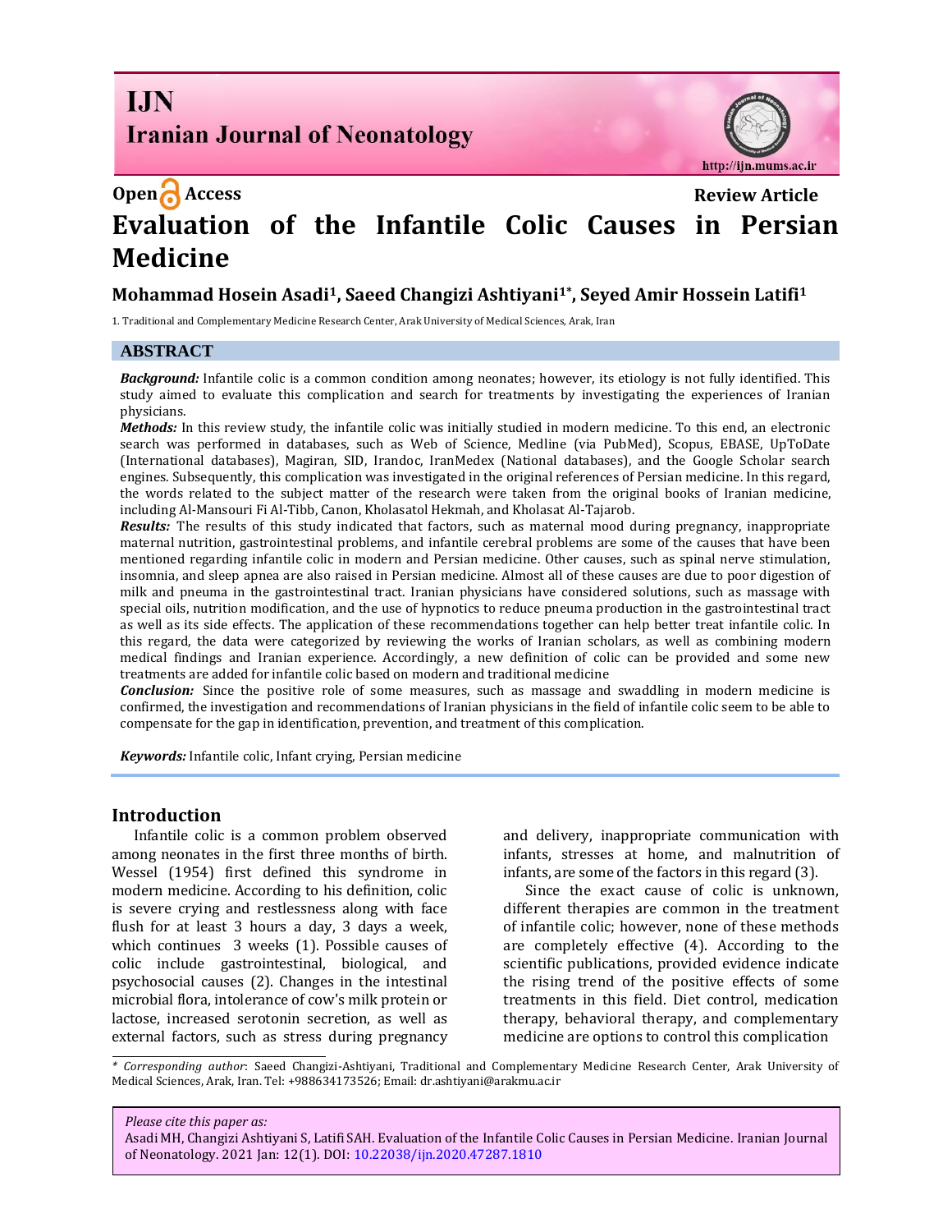Open Access

Review Article

# Evaluation of the Infantile Colic Causes in Persian Medicine

**Mohammad Hosein Asadi[1], Saeed Changizi Ashtiyani[1*], Seyed Amir Hossein Latifi[1]**

1. Traditional and Complementary Medicine Research Center, Arak University of Medical Sciences, Arak, Iran

## ABSTRACT

***Background:*** Infantile colic is a common condition among neonates; however, its etiology is not fully identified. This study aimed to evaluate this complication and search for treatments by investigating the experiences of Iranian physicians.

***Methods:*** In this review study, the infantile colic was initially studied in modern medicine. To this end, an electronic search was performed in databases, such as Web of Science, Medline (via PubMed), Scopus, EBASE, UpToDate (International databases), Magiran, SID, Irandoc, IranMedex (National databases), and the Google Scholar search engines. Subsequently, this complication was investigated in the original references of Persian medicine. In this regard, the words related to the subject matter of the research were taken from the original books of Iranian medicine, including Al-Mansouri Fi Al-Tibb, Canon, Kholasatol Hekmah, and Kholasat Al-Tajarob.

***Results:*** The results of this study indicated that factors, such as maternal mood during pregnancy, inappropriate maternal nutrition, gastrointestinal problems, and infantile cerebral problems are some of the causes that have been mentioned regarding infantile colic in modern and Persian medicine. Other causes, such as spinal nerve stimulation, insomnia, and sleep apnea are also raised in Persian medicine. Almost all of these causes are due to poor digestion of milk and pneuma in the gastrointestinal tract. Iranian physicians have considered solutions, such as massage with special oils, nutrition modification, and the use of hypnotics to reduce pneuma production in the gastrointestinal tract as well as its side effects. The application of these recommendations together can help better treat infantile colic. In this regard, the data were categorized by reviewing the works of Iranian scholars, as well as combining modern medical findings and Iranian experience. Accordingly, a new definition of colic can be provided and some new treatments are added for infantile colic based on modern and traditional medicine

***Conclusion:*** Since the positive role of some measures, such as massage and swaddling in modern medicine is confirmed, the investigation and recommendations of Iranian physicians in the field of infantile colic seem to be able to compensate for the gap in identification, prevention, and treatment of this complication.

***Keywords:*** Infantile colic, Infant crying, Persian medicine

## Introduction

Infantile colic is a common problem observed among neonates in the first three months of birth. Wessel (1954) first defined this syndrome in modern medicine. According to his definition, colic is severe crying and restlessness along with face flush for at least 3 hours a day, 3 days a week, which continues 3 weeks (1). Possible causes of colic include gastrointestinal, biological, and psychosocial causes (2). Changes in the intestinal microbial flora, intolerance of cow's milk protein or lactose, increased serotonin secretion, as well as external factors, such as stress during pregnancy and delivery, inappropriate communication with infants, stresses at home, and malnutrition of infants, are some of the factors in this regard (3).

Since the exact cause of colic is unknown, different therapies are common in the treatment of infantile colic; however, none of these methods are completely effective (4). According to the scientific publications, provided evidence indicate the rising trend of the positive effects of some treatments in this field. Diet control, medication therapy, behavioral therapy, and complementary medicine are options to control this complication

\* *Corresponding author*: Saeed Changizi-Ashtiyani, Traditional and Complementary Medicine Research Center, Arak University of Medical Sciences, Arak, Iran. Tel: +988634173526; Email: dr.ashtiyani@arakmu.ac.ir

*Please cite this paper as:*
Asadi MH, Changizi Ashtiyani S, Latifi SAH. Evaluation of the Infantile Colic Causes in Persian Medicine. Iranian Journal of Neonatology. 2021 Jan: 12(1). DOI: 10.22038/ijn.2020.47287.1810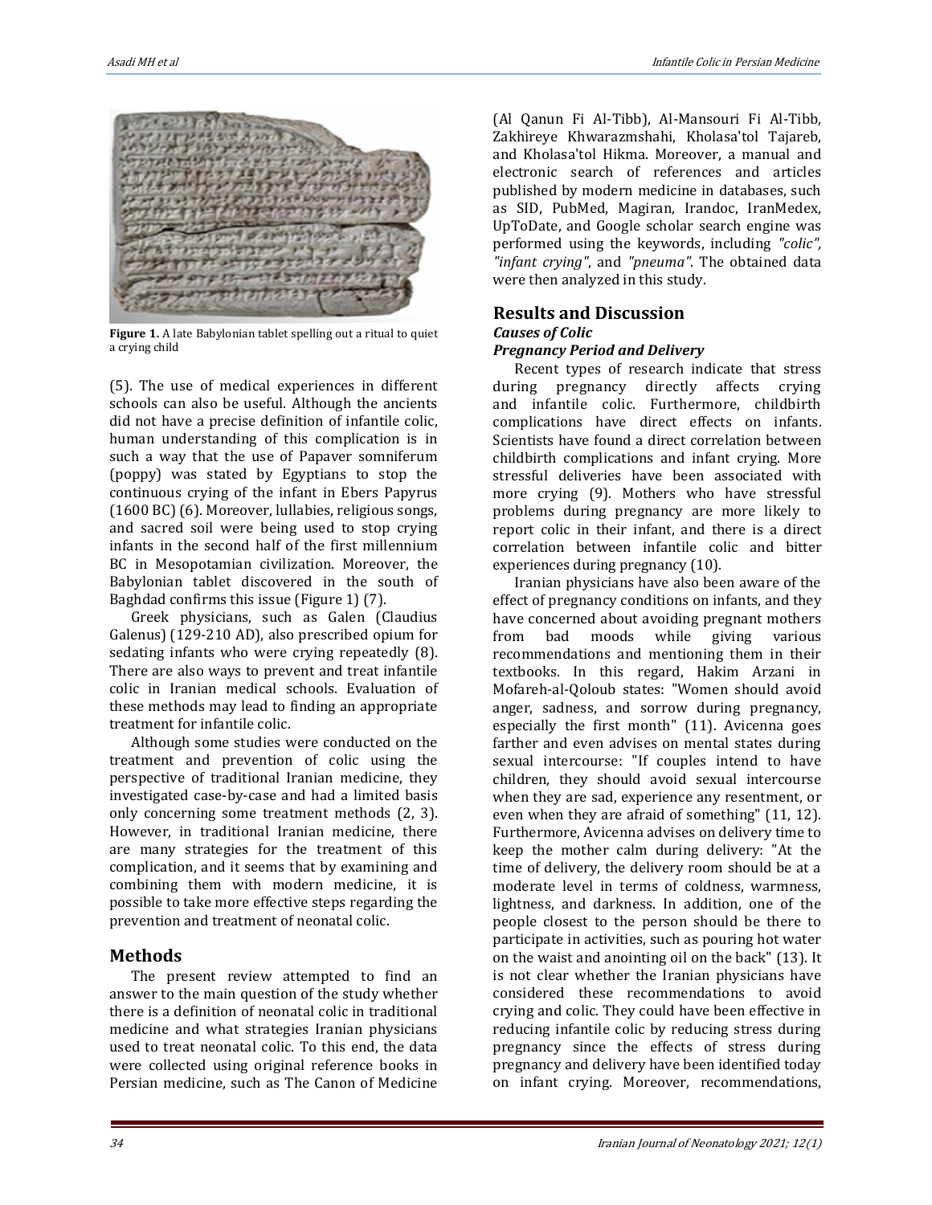Figure 1. A late Babylonian tablet spelling out a ritual to quiet a crying child

(5). The use of medical experiences in different schools can also be useful. Although the ancients did not have a precise definition of infantile colic, human understanding of this complication is in such a way that the use of Papaver somniferum (poppy) was stated by Egyptians to stop the continuous crying of the infant in Ebers Papyrus (1600 BC) (6). Moreover, lullabies, religious songs, and sacred soil were being used to stop crying infants in the second half of the first millennium BC in Mesopotamian civilization. Moreover, the Babylonian tablet discovered in the south of Baghdad confirms this issue (Figure 1) (7).

Greek physicians, such as Galen (Claudius Galenus) (129-210 AD), also prescribed opium for sedating infants who were crying repeatedly (8). There are also ways to prevent and treat infantile colic in Iranian medical schools. Evaluation of these methods may lead to finding an appropriate treatment for infantile colic.

Although some studies were conducted on the treatment and prevention of colic using the perspective of traditional Iranian medicine, they investigated case-by-case and had a limited basis only concerning some treatment methods (2, 3). However, in traditional Iranian medicine, there are many strategies for the treatment of this complication, and it seems that by examining and combining them with modern medicine, it is possible to take more effective steps regarding the prevention and treatment of neonatal colic.

## Methods

The present review attempted to find an answer to the main question of the study whether there is a definition of neonatal colic in traditional medicine and what strategies Iranian physicians used to treat neonatal colic. To this end, the data were collected using original reference books in Persian medicine, such as The Canon of Medicine (Al Qanun Fi Al-Tibb), Al-Mansouri Fi Al-Tibb, Zakhireye Khwarazmshahi, Kholasa'tol Tajareb, and Kholasa'tol Hikma. Moreover, a manual and electronic search of references and articles published by modern medicine in databases, such as SID, PubMed, Magiran, Irandoc, IranMedex, UpToDate, and Google scholar search engine was performed using the keywords, including *"colic"*, *"infant crying"*, and *"pneuma"*. The obtained data were then analyzed in this study.

## Results and Discussion

### *Causes of Colic*

### *Pregnancy Period and Delivery*

Recent types of research indicate that stress during pregnancy directly affects crying and infantile colic. Furthermore, childbirth complications have direct effects on infants. Scientists have found a direct correlation between childbirth complications and infant crying. More stressful deliveries have been associated with more crying (9). Mothers who have stressful problems during pregnancy are more likely to report colic in their infant, and there is a direct correlation between infantile colic and bitter experiences during pregnancy (10).

Iranian physicians have also been aware of the effect of pregnancy conditions on infants, and they have concerned about avoiding pregnant mothers from bad moods while giving various recommendations and mentioning them in their textbooks. In this regard, Hakim Arzani in Mofareh-al-Qoloub states: "Women should avoid anger, sadness, and sorrow during pregnancy, especially the first month" (11). Avicenna goes farther and even advises on mental states during sexual intercourse: "If couples intend to have children, they should avoid sexual intercourse when they are sad, experience any resentment, or even when they are afraid of something" (11, 12). Furthermore, Avicenna advises on delivery time to keep the mother calm during delivery: "At the time of delivery, the delivery room should be at a moderate level in terms of coldness, warmness, lightness, and darkness. In addition, one of the people closest to the person should be there to participate in activities, such as pouring hot water on the waist and anointing oil on the back" (13). It is not clear whether the Iranian physicians have considered these recommendations to avoid crying and colic. They could have been effective in reducing infantile colic by reducing stress during pregnancy since the effects of stress during pregnancy and delivery have been identified today on infant crying. Moreover, recommendations,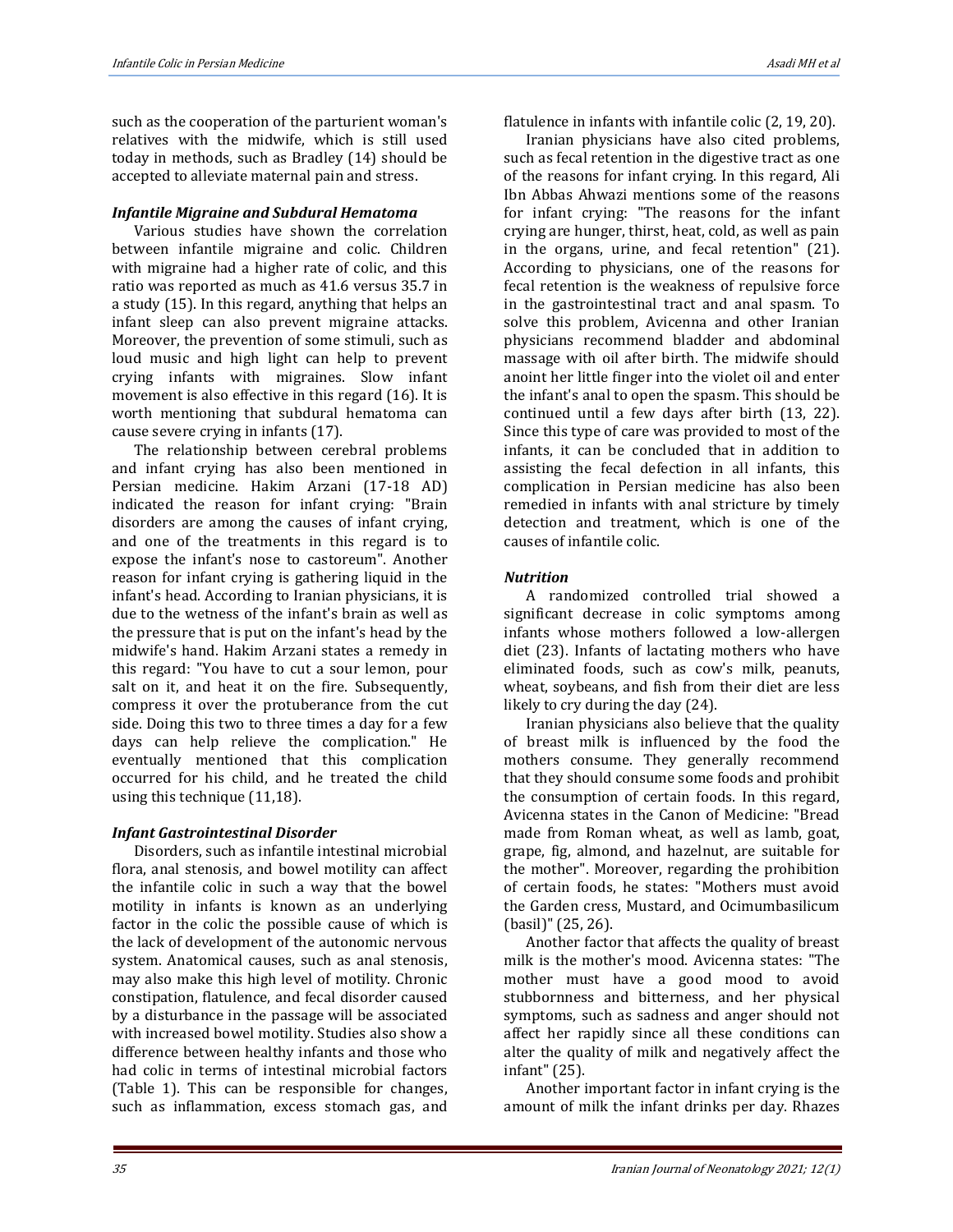such as the cooperation of the parturient woman's relatives with the midwife, which is still used today in methods, such as Bradley (14) should be accepted to alleviate maternal pain and stress.

### *Infantile Migraine and Subdural Hematoma*

Various studies have shown the correlation between infantile migraine and colic. Children with migraine had a higher rate of colic, and this ratio was reported as much as 41.6 versus 35.7 in a study (15). In this regard, anything that helps an infant sleep can also prevent migraine attacks. Moreover, the prevention of some stimuli, such as loud music and high light can help to prevent crying infants with migraines. Slow infant movement is also effective in this regard (16). It is worth mentioning that subdural hematoma can cause severe crying in infants (17).

The relationship between cerebral problems and infant crying has also been mentioned in Persian medicine. Hakim Arzani (17-18 AD) indicated the reason for infant crying: "Brain disorders are among the causes of infant crying, and one of the treatments in this regard is to expose the infant's nose to castoreum". Another reason for infant crying is gathering liquid in the infant's head. According to Iranian physicians, it is due to the wetness of the infant's brain as well as the pressure that is put on the infant's head by the midwife's hand. Hakim Arzani states a remedy in this regard: "You have to cut a sour lemon, pour salt on it, and heat it on the fire. Subsequently, compress it over the protuberance from the cut side. Doing this two to three times a day for a few days can help relieve the complication." He eventually mentioned that this complication occurred for his child, and he treated the child using this technique (11,18).

### *Infant Gastrointestinal Disorder*

Disorders, such as infantile intestinal microbial flora, anal stenosis, and bowel motility can affect the infantile colic in such a way that the bowel motility in infants is known as an underlying factor in the colic the possible cause of which is the lack of development of the autonomic nervous system. Anatomical causes, such as anal stenosis, may also make this high level of motility. Chronic constipation, flatulence, and fecal disorder caused by a disturbance in the passage will be associated with increased bowel motility. Studies also show a difference between healthy infants and those who had colic in terms of intestinal microbial factors (Table 1). This can be responsible for changes, such as inflammation, excess stomach gas, and flatulence in infants with infantile colic (2, 19, 20).

Iranian physicians have also cited problems, such as fecal retention in the digestive tract as one of the reasons for infant crying. In this regard, Ali Ibn Abbas Ahwazi mentions some of the reasons for infant crying: "The reasons for the infant crying are hunger, thirst, heat, cold, as well as pain in the organs, urine, and fecal retention" (21). According to physicians, one of the reasons for fecal retention is the weakness of repulsive force in the gastrointestinal tract and anal spasm. To solve this problem, Avicenna and other Iranian physicians recommend bladder and abdominal massage with oil after birth. The midwife should anoint her little finger into the violet oil and enter the infant's anal to open the spasm. This should be continued until a few days after birth (13, 22). Since this type of care was provided to most of the infants, it can be concluded that in addition to assisting the fecal defection in all infants, this complication in Persian medicine has also been remedied in infants with anal stricture by timely detection and treatment, which is one of the causes of infantile colic.

### *Nutrition*

A randomized controlled trial showed a significant decrease in colic symptoms among infants whose mothers followed a low-allergen diet (23). Infants of lactating mothers who have eliminated foods, such as cow's milk, peanuts, wheat, soybeans, and fish from their diet are less likely to cry during the day (24).

Iranian physicians also believe that the quality of breast milk is influenced by the food the mothers consume. They generally recommend that they should consume some foods and prohibit the consumption of certain foods. In this regard, Avicenna states in the Canon of Medicine: "Bread made from Roman wheat, as well as lamb, goat, grape, fig, almond, and hazelnut, are suitable for the mother". Moreover, regarding the prohibition of certain foods, he states: "Mothers must avoid the Garden cress, Mustard, and Ocimumbasilicum (basil)" (25, 26).

Another factor that affects the quality of breast milk is the mother's mood. Avicenna states: "The mother must have a good mood to avoid stubbornness and bitterness, and her physical symptoms, such as sadness and anger should not affect her rapidly since all these conditions can alter the quality of milk and negatively affect the infant" (25).

Another important factor in infant crying is the amount of milk the infant drinks per day. Rhazes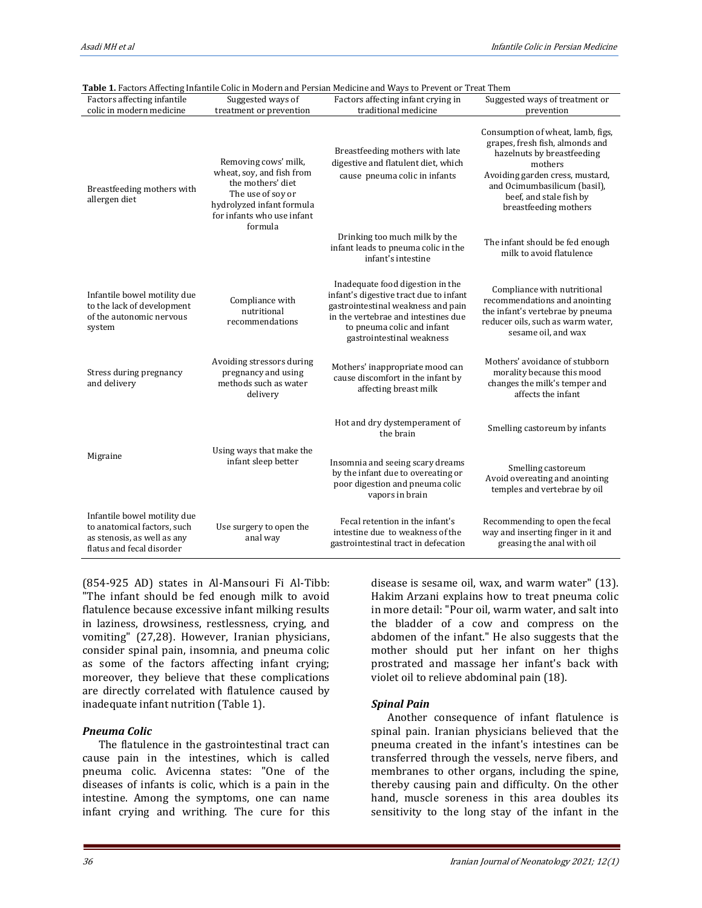**Table 1.** Factors Affecting Infantile Colic in Modern and Persian Medicine and Ways to Prevent or Treat Them

| Factors affecting infantile colic in modern medicine | Suggested ways of treatment or prevention | Factors affecting infant crying in traditional medicine | Suggested ways of treatment or prevention |
|---|---|---|---|
| Breastfeeding mothers with allergen diet | Removing cows' milk, wheat, soy, and fish from the mothers' diet The use of soy or hydrolyzed infant formula for infants who use infant formula | Breastfeeding mothers with late digestive and flatulent diet, which cause pneuma colic in infants | Consumption of wheat, lamb, figs, grapes, fresh fish, almonds and hazelnuts by breastfeeding mothers Avoiding garden cress, mustard, and Ocimumbasilicum (basil), beef, and stale fish by breastfeeding mothers |
| | | Drinking too much milk by the infant leads to pneuma colic in the infant's intestine | The infant should be fed enough milk to avoid flatulence |
| Infantile bowel motility due to the lack of development of the autonomic nervous system | Compliance with nutritional recommendations | Inadequate food digestion in the infant's digestive tract due to infant gastrointestinal weakness and pain in the vertebrae and intestines due to pneuma colic and infant gastrointestinal weakness | Compliance with nutritional recommendations and anointing the infant's vertebrae by pneuma reducer oils, such as warm water, sesame oil, and wax |
| Stress during pregnancy and delivery | Avoiding stressors during pregnancy and using methods such as water delivery | Mothers' inappropriate mood can cause discomfort in the infant by affecting breast milk | Mothers' avoidance of stubborn morality because this mood changes the milk's temper and affects the infant |
| Migraine | Using ways that make the infant sleep better | Hot and dry dystemperament of the brain | Smelling castoreum by infants |
| | | Insomnia and seeing scary dreams by the infant due to overeating or poor digestion and pneuma colic vapors in brain | Smelling castoreum Avoid overeating and anointing temples and vertebrae by oil |
| Infantile bowel motility due to anatomical factors, such as stenosis, as well as any flatus and fecal disorder | Use surgery to open the anal way | Fecal retention in the infant's intestine due to weakness of the gastrointestinal tract in defecation | Recommending to open the fecal way and inserting finger in it and greasing the anal with oil |

(854-925 AD) states in Al-Mansouri Fi Al-Tibb: "The infant should be fed enough milk to avoid flatulence because excessive infant milking results in laziness, drowsiness, restlessness, crying, and vomiting" (27,28). However, Iranian physicians, consider spinal pain, insomnia, and pneuma colic as some of the factors affecting infant crying; moreover, they believe that these complications are directly correlated with flatulence caused by inadequate infant nutrition (Table 1).

### *Pneuma Colic*

The flatulence in the gastrointestinal tract can cause pain in the intestines, which is called pneuma colic. Avicenna states: "One of the diseases of infants is colic, which is a pain in the intestine. Among the symptoms, one can name infant crying and writhing. The cure for this disease is sesame oil, wax, and warm water" (13). Hakim Arzani explains how to treat pneuma colic in more detail: "Pour oil, warm water, and salt into the bladder of a cow and compress on the abdomen of the infant." He also suggests that the mother should put her infant on her thighs prostrated and massage her infant's back with violet oil to relieve abdominal pain (18).

### *Spinal Pain*

Another consequence of infant flatulence is spinal pain. Iranian physicians believed that the pneuma created in the infant's intestines can be transferred through the vessels, nerve fibers, and membranes to other organs, including the spine, thereby causing pain and difficulty. On the other hand, muscle soreness in this area doubles its sensitivity to the long stay of the infant in the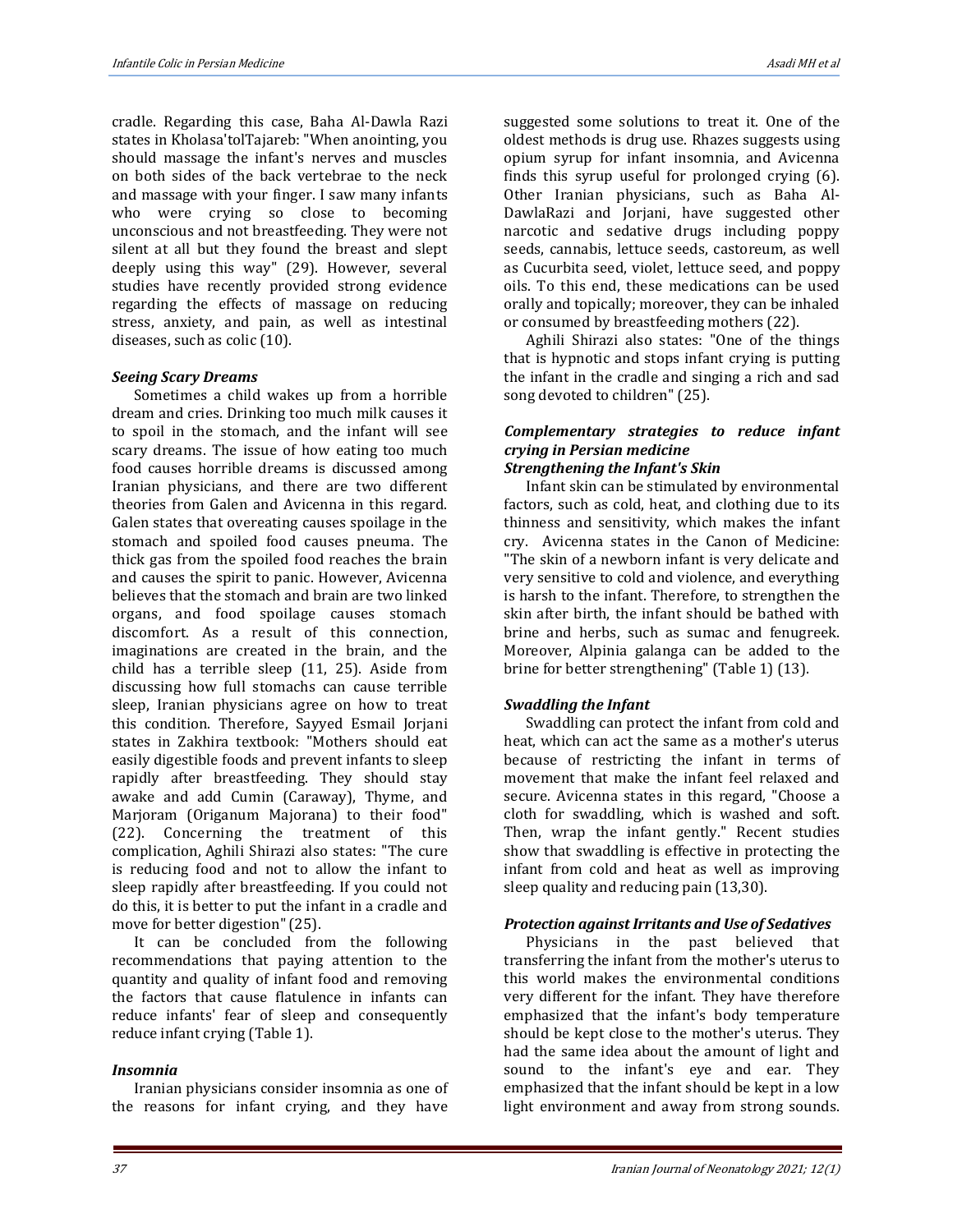cradle. Regarding this case, Baha Al-Dawla Razi states in Kholasa'tolTajareb: "When anointing, you should massage the infant's nerves and muscles on both sides of the back vertebrae to the neck and massage with your finger. I saw many infants who were crying so close to becoming unconscious and not breastfeeding. They were not silent at all but they found the breast and slept deeply using this way" (29). However, several studies have recently provided strong evidence regarding the effects of massage on reducing stress, anxiety, and pain, as well as intestinal diseases, such as colic (10).

### *Seeing Scary Dreams*

Sometimes a child wakes up from a horrible dream and cries. Drinking too much milk causes it to spoil in the stomach, and the infant will see scary dreams. The issue of how eating too much food causes horrible dreams is discussed among Iranian physicians, and there are two different theories from Galen and Avicenna in this regard. Galen states that overeating causes spoilage in the stomach and spoiled food causes pneuma. The thick gas from the spoiled food reaches the brain and causes the spirit to panic. However, Avicenna believes that the stomach and brain are two linked organs, and food spoilage causes stomach discomfort. As a result of this connection, imaginations are created in the brain, and the child has a terrible sleep (11, 25). Aside from discussing how full stomachs can cause terrible sleep, Iranian physicians agree on how to treat this condition. Therefore, Sayyed Esmail Jorjani states in Zakhira textbook: "Mothers should eat easily digestible foods and prevent infants to sleep rapidly after breastfeeding. They should stay awake and add Cumin (Caraway), Thyme, and Marjoram (Origanum Majorana) to their food" (22). Concerning the treatment of this complication, Aghili Shirazi also states: "The cure is reducing food and not to allow the infant to sleep rapidly after breastfeeding. If you could not do this, it is better to put the infant in a cradle and move for better digestion" (25).

It can be concluded from the following recommendations that paying attention to the quantity and quality of infant food and removing the factors that cause flatulence in infants can reduce infants' fear of sleep and consequently reduce infant crying (Table 1).

### *Insomnia*

Iranian physicians consider insomnia as one of the reasons for infant crying, and they have suggested some solutions to treat it. One of the oldest methods is drug use. Rhazes suggests using opium syrup for infant insomnia, and Avicenna finds this syrup useful for prolonged crying (6). Other Iranian physicians, such as Baha Al-DawlaRazi and Jorjani, have suggested other narcotic and sedative drugs including poppy seeds, cannabis, lettuce seeds, castoreum, as well as Cucurbita seed, violet, lettuce seed, and poppy oils. To this end, these medications can be used orally and topically; moreover, they can be inhaled or consumed by breastfeeding mothers (22).

Aghili Shirazi also states: "One of the things that is hypnotic and stops infant crying is putting the infant in the cradle and singing a rich and sad song devoted to children" (25).

## *Complementary strategies to reduce infant crying in Persian medicine*

### *Strengthening the Infant's Skin*

Infant skin can be stimulated by environmental factors, such as cold, heat, and clothing due to its thinness and sensitivity, which makes the infant cry. Avicenna states in the Canon of Medicine: "The skin of a newborn infant is very delicate and very sensitive to cold and violence, and everything is harsh to the infant. Therefore, to strengthen the skin after birth, the infant should be bathed with brine and herbs, such as sumac and fenugreek. Moreover, Alpinia galanga can be added to the brine for better strengthening" (Table 1) (13).

### *Swaddling the Infant*

Swaddling can protect the infant from cold and heat, which can act the same as a mother's uterus because of restricting the infant in terms of movement that make the infant feel relaxed and secure. Avicenna states in this regard, "Choose a cloth for swaddling, which is washed and soft. Then, wrap the infant gently." Recent studies show that swaddling is effective in protecting the infant from cold and heat as well as improving sleep quality and reducing pain (13,30).

### *Protection against Irritants and Use of Sedatives*

Physicians in the past believed that transferring the infant from the mother's uterus to this world makes the environmental conditions very different for the infant. They have therefore emphasized that the infant's body temperature should be kept close to the mother's uterus. They had the same idea about the amount of light and sound to the infant's eye and ear. They emphasized that the infant should be kept in a low light environment and away from strong sounds.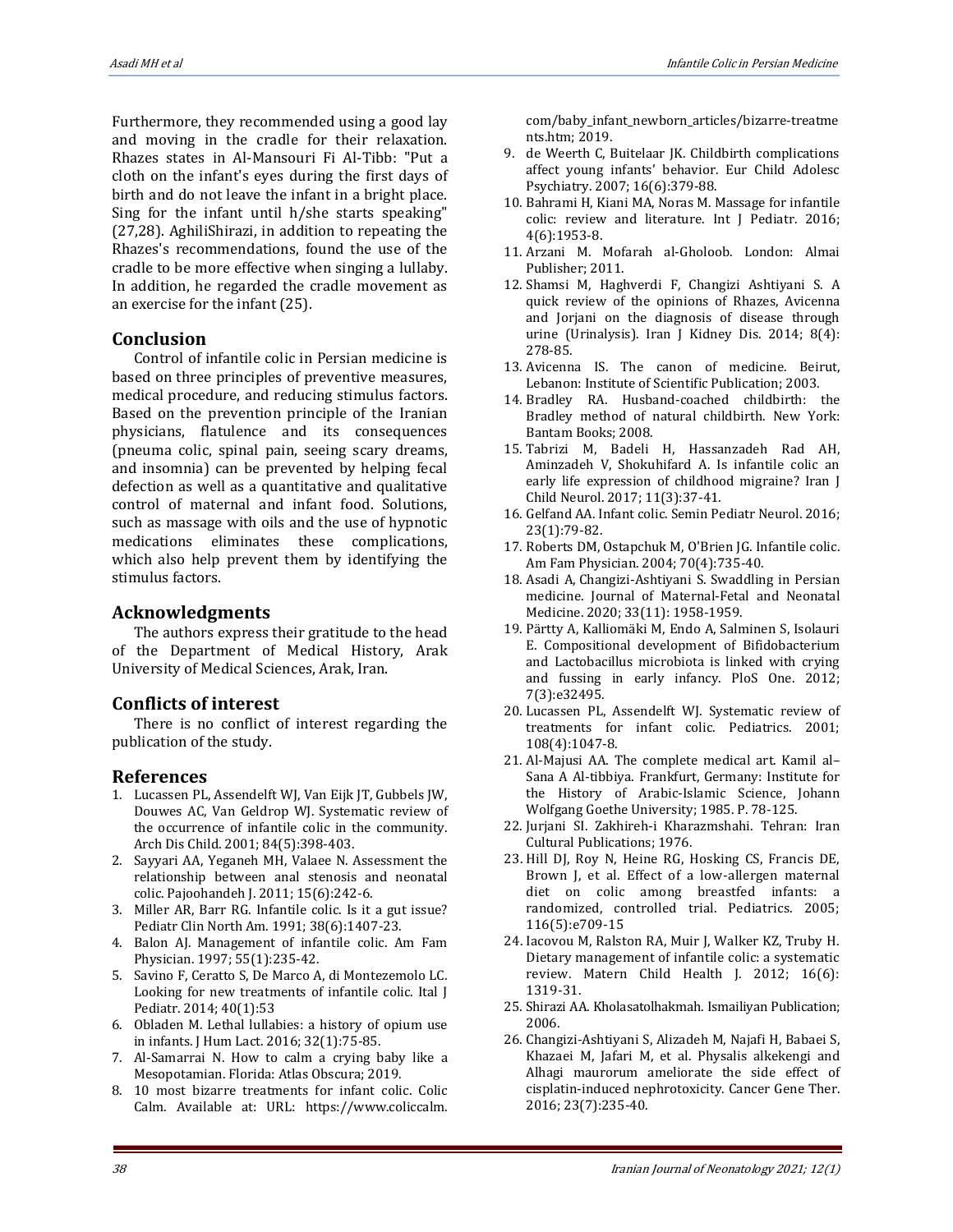Furthermore, they recommended using a good lay and moving in the cradle for their relaxation. Rhazes states in Al-Mansouri Fi Al-Tibb: "Put a cloth on the infant's eyes during the first days of birth and do not leave the infant in a bright place. Sing for the infant until h/she starts speaking" (27,28). AghiliShirazi, in addition to repeating the Rhazes's recommendations, found the use of the cradle to be more effective when singing a lullaby. In addition, he regarded the cradle movement as an exercise for the infant (25).

## Conclusion

Control of infantile colic in Persian medicine is based on three principles of preventive measures, medical procedure, and reducing stimulus factors. Based on the prevention principle of the Iranian physicians, flatulence and its consequences (pneuma colic, spinal pain, seeing scary dreams, and insomnia) can be prevented by helping fecal defection as well as a quantitative and qualitative control of maternal and infant food. Solutions, such as massage with oils and the use of hypnotic medications eliminates these complications, which also help prevent them by identifying the stimulus factors.

## Acknowledgments

The authors express their gratitude to the head of the Department of Medical History, Arak University of Medical Sciences, Arak, Iran.

## Conflicts of interest

There is no conflict of interest regarding the publication of the study.

## References

1. Lucassen PL, Assendelft WJ, Van Eijk JT, Gubbels JW, Douwes AC, Van Geldrop WJ. Systematic review of the occurrence of infantile colic in the community. Arch Dis Child. 2001; 84(5):398-403.
2. Sayyari AA, Yeganeh MH, Valaee N. Assessment the relationship between anal stenosis and neonatal colic. Pajoohandeh J. 2011; 15(6):242-6.
3. Miller AR, Barr RG. Infantile colic. Is it a gut issue? Pediatr Clin North Am. 1991; 38(6):1407-23.
4. Balon AJ. Management of infantile colic. Am Fam Physician. 1997; 55(1):235-42.
5. Savino F, Ceratto S, De Marco A, di Montezemolo LC. Looking for new treatments of infantile colic. Ital J Pediatr. 2014; 40(1):53
6. Obladen M. Lethal lullabies: a history of opium use in infants. J Hum Lact. 2016; 32(1):75-85.
7. Al-Samarrai N. How to calm a crying baby like a Mesopotamian. Florida: Atlas Obscura; 2019.
8. 10 most bizarre treatments for infant colic. Colic Calm. Available at: URL: https://www.coliccalm.com/baby_infant_newborn_articles/bizarre-treatments.htm; 2019.
9. de Weerth C, Buitelaar JK. Childbirth complications affect young infants' behavior. Eur Child Adolesc Psychiatry. 2007; 16(6):379-88.
10. Bahrami H, Kiani MA, Noras M. Massage for infantile colic: review and literature. Int J Pediatr. 2016; 4(6):1953-8.
11. Arzani M. Mofarah al-Gholoob. London: Almai Publisher; 2011.
12. Shamsi M, Haghverdi F, Changizi Ashtiyani S. A quick review of the opinions of Rhazes, Avicenna and Jorjani on the diagnosis of disease through urine (Urinalysis). Iran J Kidney Dis. 2014; 8(4): 278-85.
13. Avicenna IS. The canon of medicine. Beirut, Lebanon: Institute of Scientific Publication; 2003.
14. Bradley RA. Husband-coached childbirth: the Bradley method of natural childbirth. New York: Bantam Books; 2008.
15. Tabrizi M, Badeli H, Hassanzadeh Rad AH, Aminzadeh V, Shokuhifard A. Is infantile colic an early life expression of childhood migraine? Iran J Child Neurol. 2017; 11(3):37-41.
16. Gelfand AA. Infant colic. Semin Pediatr Neurol. 2016; 23(1):79-82.
17. Roberts DM, Ostapchuk M, O'Brien JG. Infantile colic. Am Fam Physician. 2004; 70(4):735-40.
18. Asadi A, Changizi-Ashtiyani S. Swaddling in Persian medicine. Journal of Maternal-Fetal and Neonatal Medicine. 2020; 33(11): 1958-1959.
19. Pärtty A, Kalliomäki M, Endo A, Salminen S, Isolauri E. Compositional development of Bifidobacterium and Lactobacillus microbiota is linked with crying and fussing in early infancy. PloS One. 2012; 7(3):e32495.
20. Lucassen PL, Assendelft WJ. Systematic review of treatments for infant colic. Pediatrics. 2001; 108(4):1047-8.
21. Al-Majusi AA. The complete medical art. Kamil al–Sana A Al-tibbiya. Frankfurt, Germany: Institute for the History of Arabic-Islamic Science, Johann Wolfgang Goethe University; 1985. P. 78-125.
22. Jurjani SI. Zakhireh-i Kharazmshahi. Tehran: Iran Cultural Publications; 1976.
23. Hill DJ, Roy N, Heine RG, Hosking CS, Francis DE, Brown J, et al. Effect of a low-allergen maternal diet on colic among breastfed infants: a randomized, controlled trial. Pediatrics. 2005; 116(5):e709-15
24. Iacovou M, Ralston RA, Muir J, Walker KZ, Truby H. Dietary management of infantile colic: a systematic review. Matern Child Health J. 2012; 16(6): 1319-31.
25. Shirazi AA. Kholasatolhakmah. Ismailiyan Publication; 2006.
26. Changizi-Ashtiyani S, Alizadeh M, Najafi H, Babaei S, Khazaei M, Jafari M, et al. Physalis alkekengi and Alhagi maurorum ameliorate the side effect of cisplatin-induced nephrotoxicity. Cancer Gene Ther. 2016; 23(7):235-40.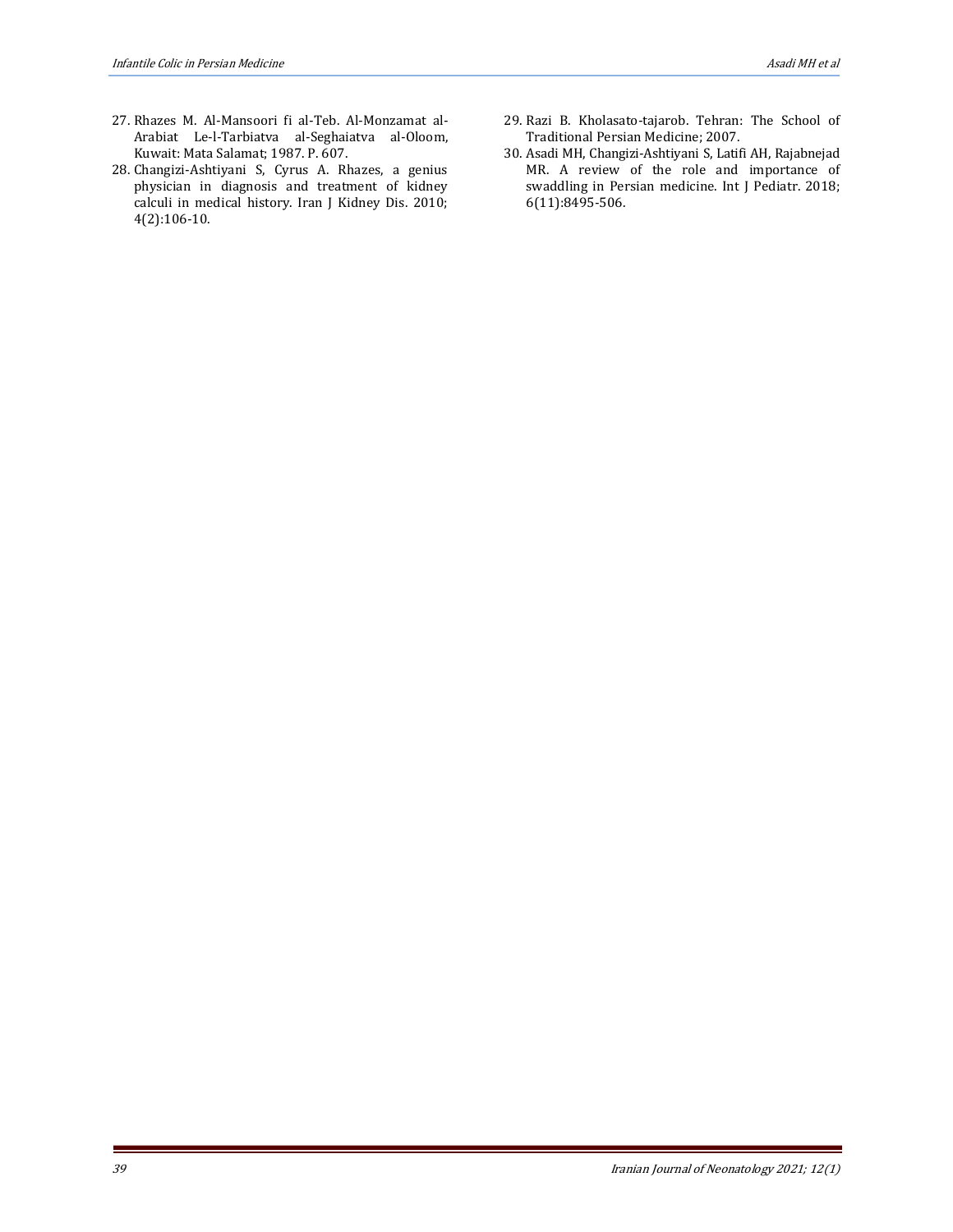27. Rhazes M. Al-Mansoori fi al-Teb. Al-Monzamat al-Arabiat Le-l-Tarbiatva al-Seghaiatva al-Oloom, Kuwait: Mata Salamat; 1987. P. 607.
28. Changizi-Ashtiyani S, Cyrus A. Rhazes, a genius physician in diagnosis and treatment of kidney calculi in medical history. Iran J Kidney Dis. 2010; 4(2):106-10.
29. Razi B. Kholasato-tajarob. Tehran: The School of Traditional Persian Medicine; 2007.
30. Asadi MH, Changizi-Ashtiyani S, Latifi AH, Rajabnejad MR. A review of the role and importance of swaddling in Persian medicine. Int J Pediatr. 2018; 6(11):8495-506.